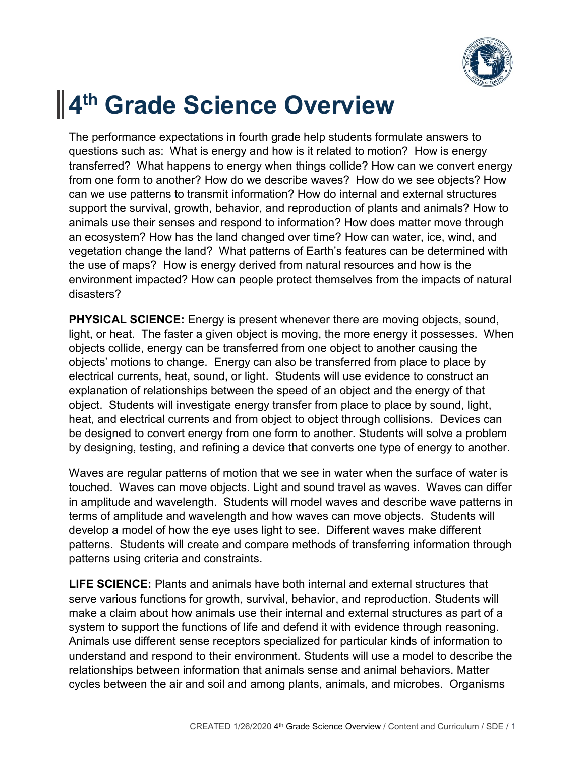# 4th Grade Science Overview

The performance expectations in fourth grade help students formulate answers to questions such as: What is energy and how is it related to motion? How is energy transferred? What happens to energy when things collide? How can we convert energy from one form to another? How do we describe waves? How do we see objects? How can we use patterns to transmit information? How do internal and external structures support the survival, growth, behavior, and reproduction of plants and animals? How to animals use their senses and respond to information? How does matter move through an ecosystem? How has the land changed over time? How can water, ice, wind, and vegetation change the land? What patterns of Earth's features can be determined with the use of maps? How is energy derived from natural resources and how is the environment impacted? How can people protect themselves from the impacts of natural disasters?

**PHYSICAL SCIENCE:** Energy is present whenever there are moving objects, sound, light, or heat. The faster a given object is moving, the more energy it possesses. When objects collide, energy can be transferred from one object to another causing the objects' motions to change. Energy can also be transferred from place to place by electrical currents, heat, sound, or light. Students will use evidence to construct an explanation of relationships between the speed of an object and the energy of that object. Students will investigate energy transfer from place to place by sound, light, heat, and electrical currents and from object to object through collisions. Devices can be designed to convert energy from one form to another. Students will solve a problem by designing, testing, and refining a device that converts one type of energy to another.

Waves are regular patterns of motion that we see in water when the surface of water is touched. Waves can move objects. Light and sound travel as waves. Waves can differ in amplitude and wavelength. Students will model waves and describe wave patterns in terms of amplitude and wavelength and how waves can move objects. Students will develop a model of how the eye uses light to see. Different waves make different patterns. Students will create and compare methods of transferring information through patterns using criteria and constraints.

**LIFE SCIENCE:** Plants and animals have both internal and external structures that serve various functions for growth, survival, behavior, and reproduction. Students will make a claim about how animals use their internal and external structures as part of a system to support the functions of life and defend it with evidence through reasoning. Animals use different sense receptors specialized for particular kinds of information to understand and respond to their environment. Students will use a model to describe the relationships between information that animals sense and animal behaviors. Matter cycles between the air and soil and among plants, animals, and microbes. Organisms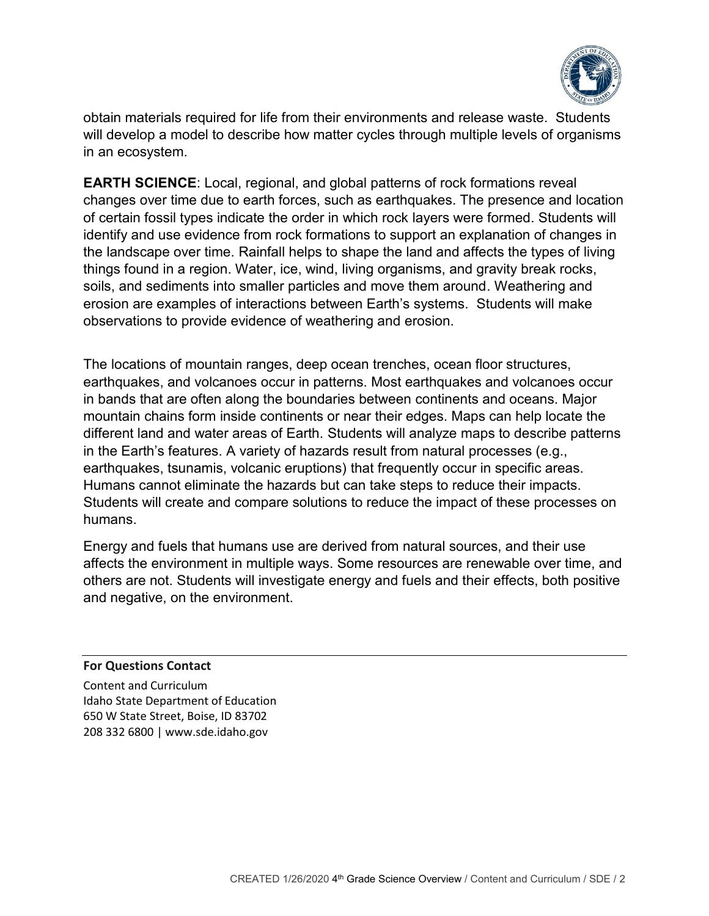obtain materials required for life from their environments and release waste. Students will develop a model to describe how matter cycles through multiple levels of organisms in an ecosystem.

**EARTH SCIENCE**: Local, regional, and global patterns of rock formations reveal changes over time due to earth forces, such as earthquakes. The presence and location of certain fossil types indicate the order in which rock layers were formed. Students will identify and use evidence from rock formations to support an explanation of changes in the landscape over time. Rainfall helps to shape the land and affects the types of living things found in a region. Water, ice, wind, living organisms, and gravity break rocks, soils, and sediments into smaller particles and move them around. Weathering and erosion are examples of interactions between Earth's systems. Students will make observations to provide evidence of weathering and erosion.

The locations of mountain ranges, deep ocean trenches, ocean floor structures, earthquakes, and volcanoes occur in patterns. Most earthquakes and volcanoes occur in bands that are often along the boundaries between continents and oceans. Major mountain chains form inside continents or near their edges. Maps can help locate the different land and water areas of Earth. Students will analyze maps to describe patterns in the Earth's features. A variety of hazards result from natural processes (e.g., earthquakes, tsunamis, volcanic eruptions) that frequently occur in specific areas. Humans cannot eliminate the hazards but can take steps to reduce their impacts. Students will create and compare solutions to reduce the impact of these processes on humans.

Energy and fuels that humans use are derived from natural sources, and their use affects the environment in multiple ways. Some resources are renewable over time, and others are not. Students will investigate energy and fuels and their effects, both positive and negative, on the environment.

**For Questions Contact**

Content and Curriculum
Idaho State Department of Education
650 W State Street, Boise, ID 83702
208 332 6800 | www.sde.idaho.gov